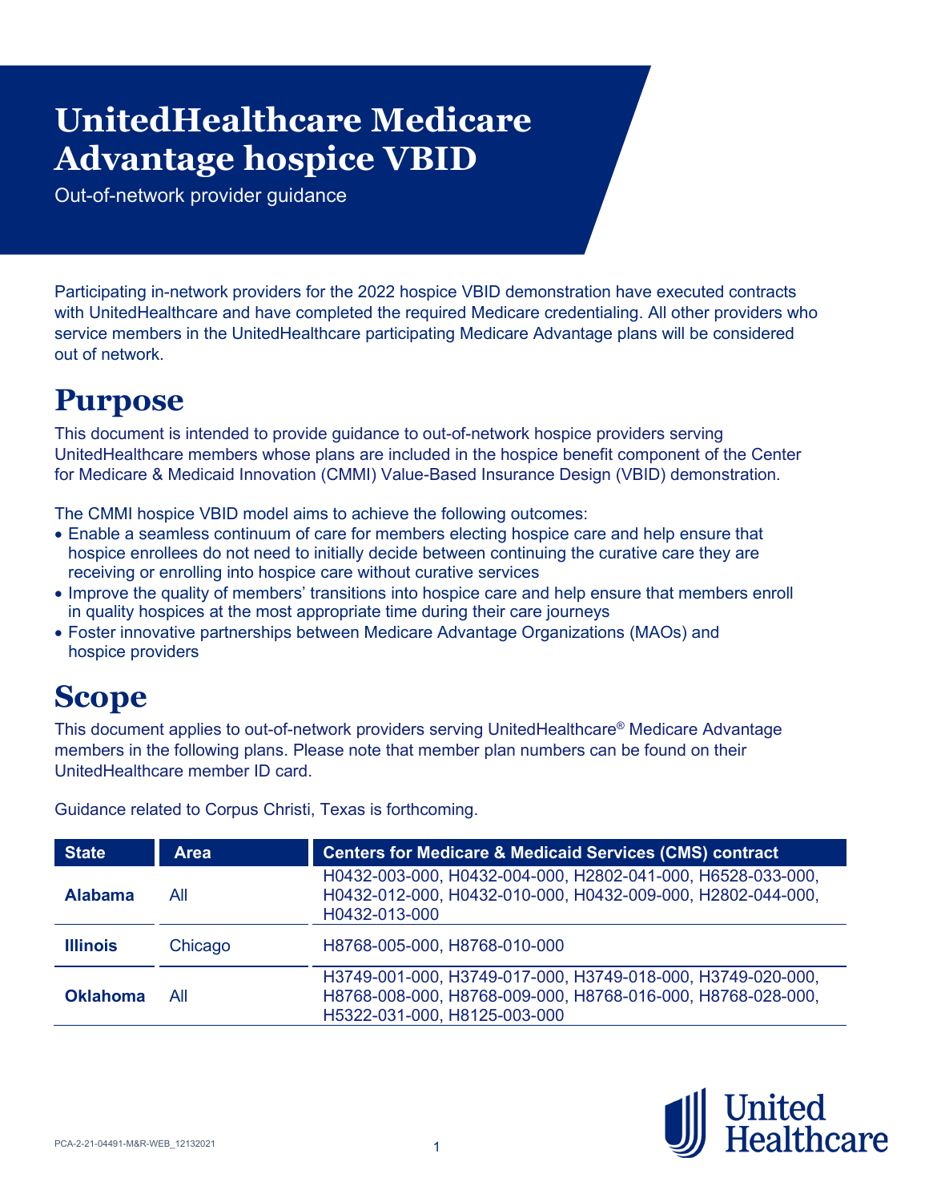# UnitedHealthcare Medicare Advantage hospice VBID

Out-of-network provider guidance

Participating in-network providers for the 2022 hospice VBID demonstration have executed contracts with UnitedHealthcare and have completed the required Medicare credentialing. All other providers who service members in the UnitedHealthcare participating Medicare Advantage plans will be considered out of network.

## Purpose

This document is intended to provide guidance to out-of-network hospice providers serving UnitedHealthcare members whose plans are included in the hospice benefit component of the Center for Medicare & Medicaid Innovation (CMMI) Value-Based Insurance Design (VBID) demonstration.

The CMMI hospice VBID model aims to achieve the following outcomes:

- Enable a seamless continuum of care for members electing hospice care and help ensure that hospice enrollees do not need to initially decide between continuing the curative care they are receiving or enrolling into hospice care without curative services
- Improve the quality of members' transitions into hospice care and help ensure that members enroll in quality hospices at the most appropriate time during their care journeys
- Foster innovative partnerships between Medicare Advantage Organizations (MAOs) and hospice providers

## Scope

This document applies to out-of-network providers serving UnitedHealthcare® Medicare Advantage members in the following plans. Please note that member plan numbers can be found on their UnitedHealthcare member ID card.

Guidance related to Corpus Christi, Texas is forthcoming.

| State | Area | Centers for Medicare & Medicaid Services (CMS) contract |
|---|---|---|
| **Alabama** | All | H0432-003-000, H0432-004-000, H2802-041-000, H6528-033-000, H0432-012-000, H0432-010-000, H0432-009-000, H2802-044-000, H0432-013-000 |
| **Illinois** | Chicago | H8768-005-000, H8768-010-000 |
| **Oklahoma** | All | H3749-001-000, H3749-017-000, H3749-018-000, H3749-020-000, H8768-008-000, H8768-009-000, H8768-016-000, H8768-028-000, H5322-031-000, H8125-003-000 |

PCA-2-21-04491-M&R-WEB_12132021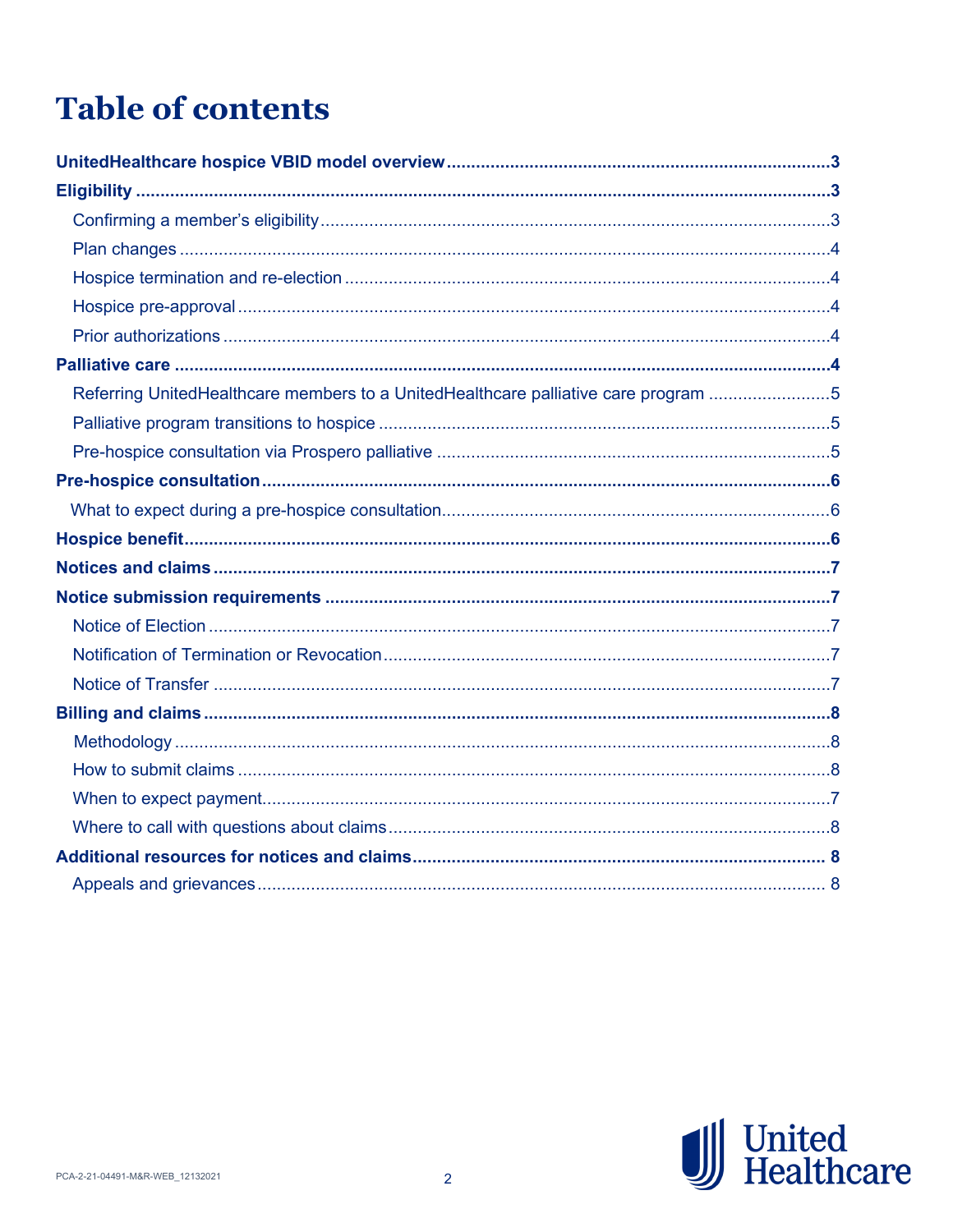# Table of contents

**UnitedHealthcare hospice VBID model overview** .......... 3

**Eligibility** .......... 3

- Confirming a member's eligibility .......... 3
- Plan changes .......... 4
- Hospice termination and re-election .......... 4
- Hospice pre-approval .......... 4
- Prior authorizations .......... 4

**Palliative care** .......... 4

- Referring UnitedHealthcare members to a UnitedHealthcare palliative care program .......... 5
- Palliative program transitions to hospice .......... 5
- Pre-hospice consultation via Prospero palliative .......... 5

**Pre-hospice consultation** .......... 6

- What to expect during a pre-hospice consultation .......... 6

**Hospice benefit** .......... 6

**Notices and claims** .......... 7

**Notice submission requirements** .......... 7

- Notice of Election .......... 7
- Notification of Termination or Revocation .......... 7
- Notice of Transfer .......... 7

**Billing and claims** .......... 8

- Methodology .......... 8
- How to submit claims .......... 8
- When to expect payment .......... 7
- Where to call with questions about claims .......... 8

**Additional resources for notices and claims** .......... 8

- Appeals and grievances .......... 8

PCA-2-21-04491-M&R-WEB_12132021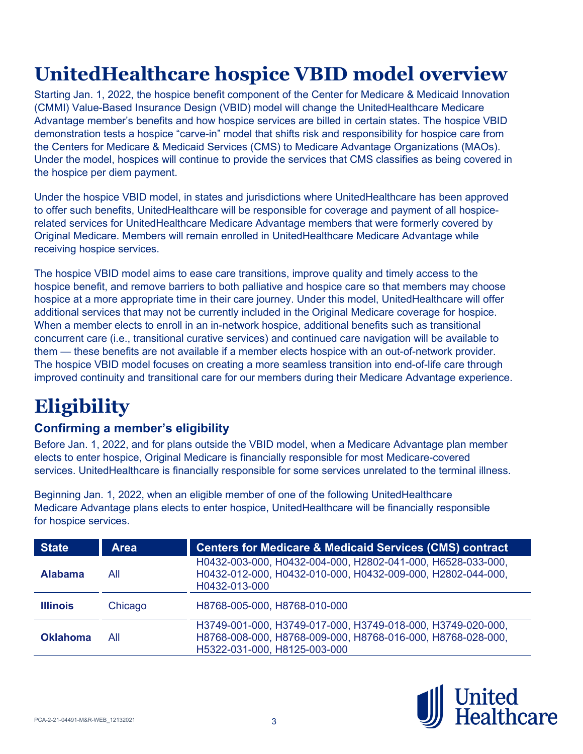# UnitedHealthcare hospice VBID model overview

Starting Jan. 1, 2022, the hospice benefit component of the Center for Medicare & Medicaid Innovation (CMMI) Value-Based Insurance Design (VBID) model will change the UnitedHealthcare Medicare Advantage member's benefits and how hospice services are billed in certain states. The hospice VBID demonstration tests a hospice "carve-in" model that shifts risk and responsibility for hospice care from the Centers for Medicare & Medicaid Services (CMS) to Medicare Advantage Organizations (MAOs). Under the model, hospices will continue to provide the services that CMS classifies as being covered in the hospice per diem payment.

Under the hospice VBID model, in states and jurisdictions where UnitedHealthcare has been approved to offer such benefits, UnitedHealthcare will be responsible for coverage and payment of all hospice-related services for UnitedHealthcare Medicare Advantage members that were formerly covered by Original Medicare. Members will remain enrolled in UnitedHealthcare Medicare Advantage while receiving hospice services.

The hospice VBID model aims to ease care transitions, improve quality and timely access to the hospice benefit, and remove barriers to both palliative and hospice care so that members may choose hospice at a more appropriate time in their care journey. Under this model, UnitedHealthcare will offer additional services that may not be currently included in the Original Medicare coverage for hospice. When a member elects to enroll in an in-network hospice, additional benefits such as transitional concurrent care (i.e., transitional curative services) and continued care navigation will be available to them — these benefits are not available if a member elects hospice with an out-of-network provider. The hospice VBID model focuses on creating a more seamless transition into end-of-life care through improved continuity and transitional care for our members during their Medicare Advantage experience.

# Eligibility

### Confirming a member's eligibility

Before Jan. 1, 2022, and for plans outside the VBID model, when a Medicare Advantage plan member elects to enter hospice, Original Medicare is financially responsible for most Medicare-covered services. UnitedHealthcare is financially responsible for some services unrelated to the terminal illness.

Beginning Jan. 1, 2022, when an eligible member of one of the following UnitedHealthcare Medicare Advantage plans elects to enter hospice, UnitedHealthcare will be financially responsible for hospice services.

| State | Area | Centers for Medicare & Medicaid Services (CMS) contract |
|---|---|---|
| **Alabama** | All | H0432-003-000, H0432-004-000, H2802-041-000, H6528-033-000, H0432-012-000, H0432-010-000, H0432-009-000, H2802-044-000, H0432-013-000 |
| **Illinois** | Chicago | H8768-005-000, H8768-010-000 |
| **Oklahoma** | All | H3749-001-000, H3749-017-000, H3749-018-000, H3749-020-000, H8768-008-000, H8768-009-000, H8768-016-000, H8768-028-000, H5322-031-000, H8125-003-000 |

PCA-2-21-04491-M&R-WEB_12132021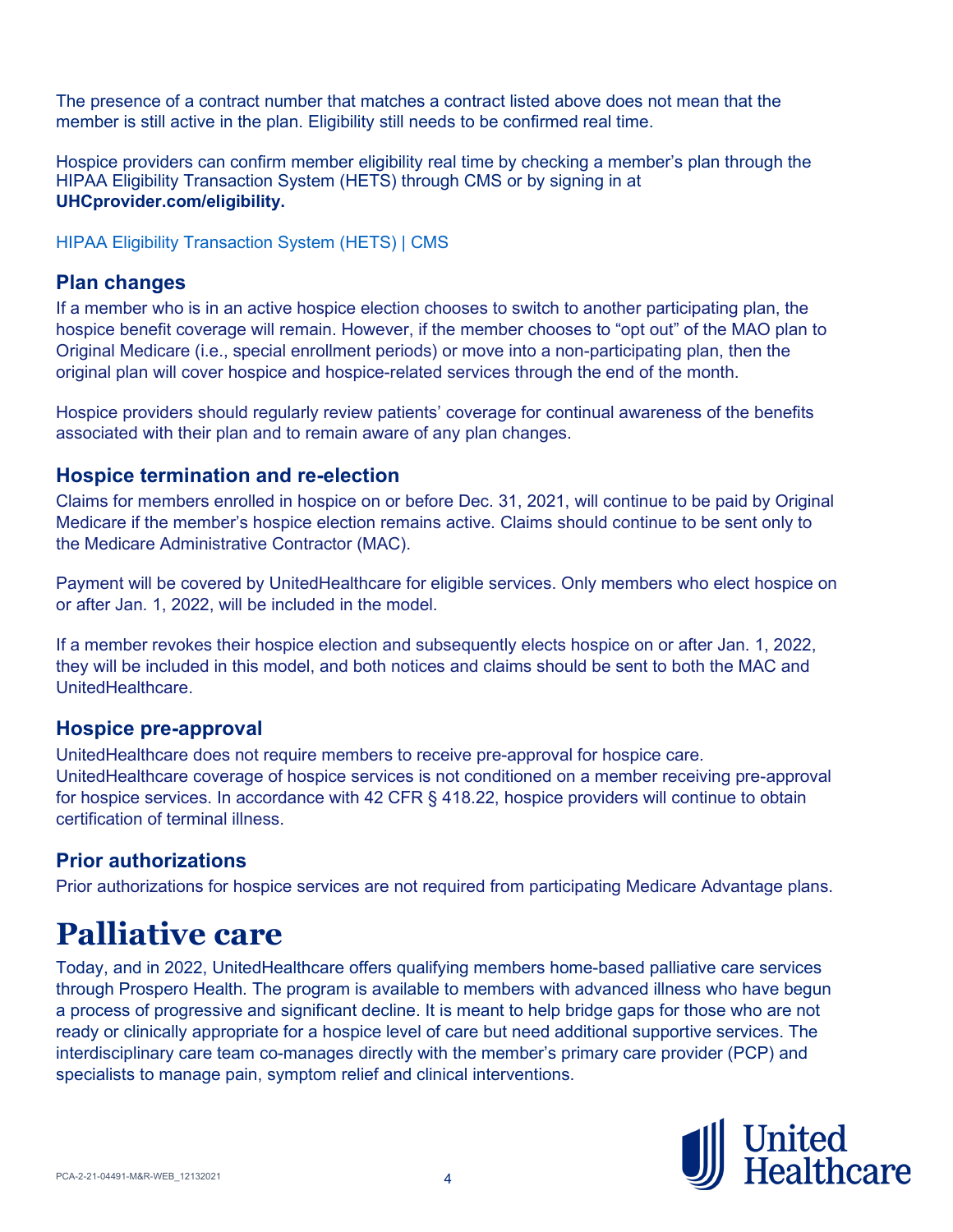The presence of a contract number that matches a contract listed above does not mean that the member is still active in the plan. Eligibility still needs to be confirmed real time.

Hospice providers can confirm member eligibility real time by checking a member's plan through the HIPAA Eligibility Transaction System (HETS) through CMS or by signing in at **UHCprovider.com/eligibility.**

HIPAA Eligibility Transaction System (HETS) | CMS

### Plan changes

If a member who is in an active hospice election chooses to switch to another participating plan, the hospice benefit coverage will remain. However, if the member chooses to "opt out" of the MAO plan to Original Medicare (i.e., special enrollment periods) or move into a non-participating plan, then the original plan will cover hospice and hospice-related services through the end of the month.

Hospice providers should regularly review patients' coverage for continual awareness of the benefits associated with their plan and to remain aware of any plan changes.

### Hospice termination and re-election

Claims for members enrolled in hospice on or before Dec. 31, 2021, will continue to be paid by Original Medicare if the member's hospice election remains active. Claims should continue to be sent only to the Medicare Administrative Contractor (MAC).

Payment will be covered by UnitedHealthcare for eligible services. Only members who elect hospice on or after Jan. 1, 2022, will be included in the model.

If a member revokes their hospice election and subsequently elects hospice on or after Jan. 1, 2022, they will be included in this model, and both notices and claims should be sent to both the MAC and UnitedHealthcare.

### Hospice pre-approval

UnitedHealthcare does not require members to receive pre-approval for hospice care. UnitedHealthcare coverage of hospice services is not conditioned on a member receiving pre-approval for hospice services. In accordance with 42 CFR § 418.22, hospice providers will continue to obtain certification of terminal illness.

### Prior authorizations

Prior authorizations for hospice services are not required from participating Medicare Advantage plans.

# Palliative care

Today, and in 2022, UnitedHealthcare offers qualifying members home-based palliative care services through Prospero Health. The program is available to members with advanced illness who have begun a process of progressive and significant decline. It is meant to help bridge gaps for those who are not ready or clinically appropriate for a hospice level of care but need additional supportive services. The interdisciplinary care team co-manages directly with the member's primary care provider (PCP) and specialists to manage pain, symptom relief and clinical interventions.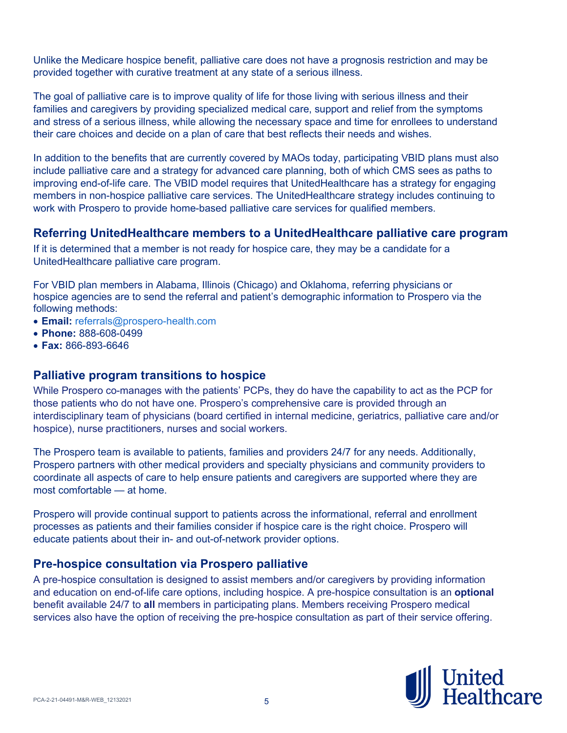Unlike the Medicare hospice benefit, palliative care does not have a prognosis restriction and may be provided together with curative treatment at any state of a serious illness.

The goal of palliative care is to improve quality of life for those living with serious illness and their families and caregivers by providing specialized medical care, support and relief from the symptoms and stress of a serious illness, while allowing the necessary space and time for enrollees to understand their care choices and decide on a plan of care that best reflects their needs and wishes.

In addition to the benefits that are currently covered by MAOs today, participating VBID plans must also include palliative care and a strategy for advanced care planning, both of which CMS sees as paths to improving end-of-life care. The VBID model requires that UnitedHealthcare has a strategy for engaging members in non-hospice palliative care services. The UnitedHealthcare strategy includes continuing to work with Prospero to provide home-based palliative care services for qualified members.

## Referring UnitedHealthcare members to a UnitedHealthcare palliative care program

If it is determined that a member is not ready for hospice care, they may be a candidate for a UnitedHealthcare palliative care program.

For VBID plan members in Alabama, Illinois (Chicago) and Oklahoma, referring physicians or hospice agencies are to send the referral and patient's demographic information to Prospero via the following methods:

- **Email:** referrals@prospero-health.com
- **Phone:** 888-608-0499
- **Fax:** 866-893-6646

## Palliative program transitions to hospice

While Prospero co-manages with the patients' PCPs, they do have the capability to act as the PCP for those patients who do not have one. Prospero's comprehensive care is provided through an interdisciplinary team of physicians (board certified in internal medicine, geriatrics, palliative care and/or hospice), nurse practitioners, nurses and social workers.

The Prospero team is available to patients, families and providers 24/7 for any needs. Additionally, Prospero partners with other medical providers and specialty physicians and community providers to coordinate all aspects of care to help ensure patients and caregivers are supported where they are most comfortable — at home.

Prospero will provide continual support to patients across the informational, referral and enrollment processes as patients and their families consider if hospice care is the right choice. Prospero will educate patients about their in- and out-of-network provider options.

## Pre-hospice consultation via Prospero palliative

A pre-hospice consultation is designed to assist members and/or caregivers by providing information and education on end-of-life care options, including hospice. A pre-hospice consultation is an **optional** benefit available 24/7 to **all** members in participating plans. Members receiving Prospero medical services also have the option of receiving the pre-hospice consultation as part of their service offering.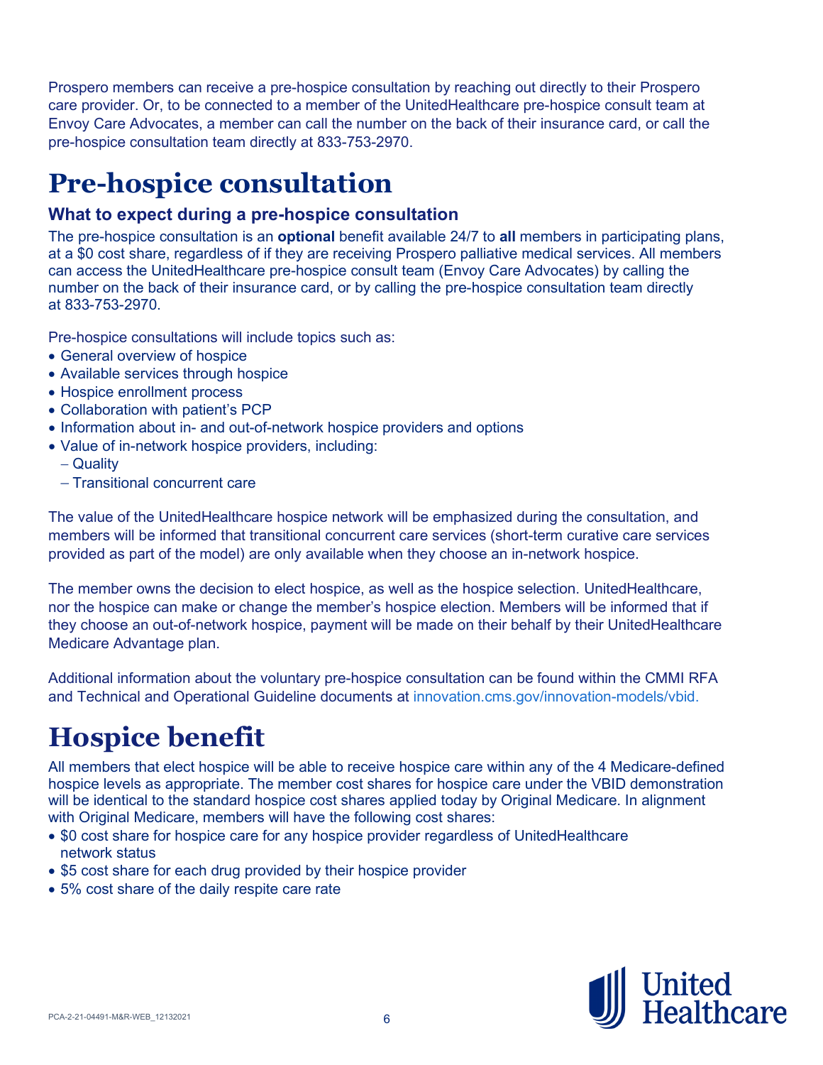Prospero members can receive a pre-hospice consultation by reaching out directly to their Prospero care provider. Or, to be connected to a member of the UnitedHealthcare pre-hospice consult team at Envoy Care Advocates, a member can call the number on the back of their insurance card, or call the pre-hospice consultation team directly at 833-753-2970.

# Pre-hospice consultation

### What to expect during a pre-hospice consultation

The pre-hospice consultation is an **optional** benefit available 24/7 to **all** members in participating plans, at a $0 cost share, regardless of if they are receiving Prospero palliative medical services. All members can access the UnitedHealthcare pre-hospice consult team (Envoy Care Advocates) by calling the number on the back of their insurance card, or by calling the pre-hospice consultation team directly at 833-753-2970.

Pre-hospice consultations will include topics such as:

- General overview of hospice
- Available services through hospice
- Hospice enrollment process
- Collaboration with patient's PCP
- Information about in- and out-of-network hospice providers and options
- Value of in-network hospice providers, including:
  - Quality
  - Transitional concurrent care

The value of the UnitedHealthcare hospice network will be emphasized during the consultation, and members will be informed that transitional concurrent care services (short-term curative care services provided as part of the model) are only available when they choose an in-network hospice.

The member owns the decision to elect hospice, as well as the hospice selection. UnitedHealthcare, nor the hospice can make or change the member's hospice election. Members will be informed that if they choose an out-of-network hospice, payment will be made on their behalf by their UnitedHealthcare Medicare Advantage plan.

Additional information about the voluntary pre-hospice consultation can be found within the CMMI RFA and Technical and Operational Guideline documents at innovation.cms.gov/innovation-models/vbid.

# Hospice benefit

All members that elect hospice will be able to receive hospice care within any of the 4 Medicare-defined hospice levels as appropriate. The member cost shares for hospice care under the VBID demonstration will be identical to the standard hospice cost shares applied today by Original Medicare. In alignment with Original Medicare, members will have the following cost shares:

- $0 cost share for hospice care for any hospice provider regardless of UnitedHealthcare network status
- $5 cost share for each drug provided by their hospice provider
- 5% cost share of the daily respite care rate

PCA-2-21-04491-M&R-WEB_12132021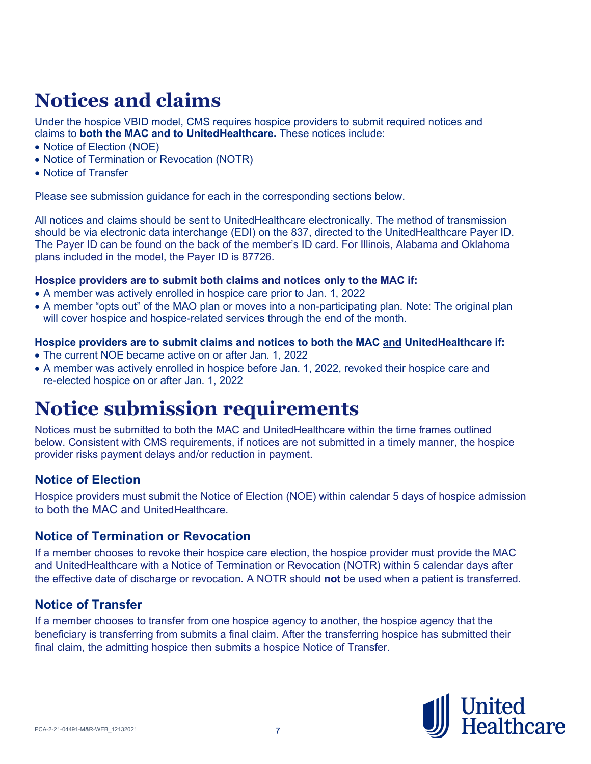# Notices and claims

Under the hospice VBID model, CMS requires hospice providers to submit required notices and claims to **both the MAC and to UnitedHealthcare.** These notices include:

- Notice of Election (NOE)
- Notice of Termination or Revocation (NOTR)
- Notice of Transfer

Please see submission guidance for each in the corresponding sections below.

All notices and claims should be sent to UnitedHealthcare electronically. The method of transmission should be via electronic data interchange (EDI) on the 837, directed to the UnitedHealthcare Payer ID. The Payer ID can be found on the back of the member's ID card. For Illinois, Alabama and Oklahoma plans included in the model, the Payer ID is 87726.

**Hospice providers are to submit both claims and notices only to the MAC if:**

- A member was actively enrolled in hospice care prior to Jan. 1, 2022
- A member "opts out" of the MAO plan or moves into a non-participating plan. Note: The original plan will cover hospice and hospice-related services through the end of the month.

**Hospice providers are to submit claims and notices to both the MAC and UnitedHealthcare if:**

- The current NOE became active on or after Jan. 1, 2022
- A member was actively enrolled in hospice before Jan. 1, 2022, revoked their hospice care and re-elected hospice on or after Jan. 1, 2022

# Notice submission requirements

Notices must be submitted to both the MAC and UnitedHealthcare within the time frames outlined below. Consistent with CMS requirements, if notices are not submitted in a timely manner, the hospice provider risks payment delays and/or reduction in payment.

## Notice of Election

Hospice providers must submit the Notice of Election (NOE) within calendar 5 days of hospice admission to both the MAC and UnitedHealthcare.

## Notice of Termination or Revocation

If a member chooses to revoke their hospice care election, the hospice provider must provide the MAC and UnitedHealthcare with a Notice of Termination or Revocation (NOTR) within 5 calendar days after the effective date of discharge or revocation. A NOTR should **not** be used when a patient is transferred.

## Notice of Transfer

If a member chooses to transfer from one hospice agency to another, the hospice agency that the beneficiary is transferring from submits a final claim. After the transferring hospice has submitted their final claim, the admitting hospice then submits a hospice Notice of Transfer.

PCA-2-21-04491-M&R-WEB_12132021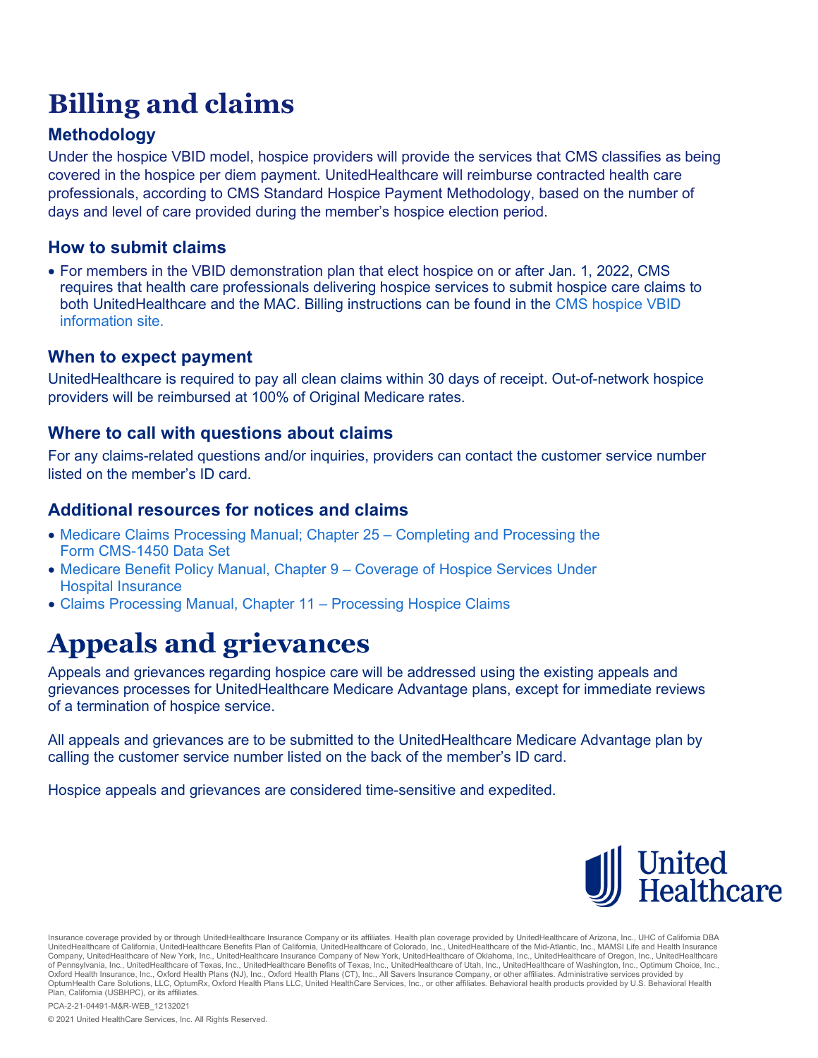# Billing and claims

## Methodology

Under the hospice VBID model, hospice providers will provide the services that CMS classifies as being covered in the hospice per diem payment. UnitedHealthcare will reimburse contracted health care professionals, according to CMS Standard Hospice Payment Methodology, based on the number of days and level of care provided during the member's hospice election period.

## How to submit claims

- For members in the VBID demonstration plan that elect hospice on or after Jan. 1, 2022, CMS requires that health care professionals delivering hospice services to submit hospice care claims to both UnitedHealthcare and the MAC. Billing instructions can be found in the CMS hospice VBID information site.

## When to expect payment

UnitedHealthcare is required to pay all clean claims within 30 days of receipt. Out-of-network hospice providers will be reimbursed at 100% of Original Medicare rates.

## Where to call with questions about claims

For any claims-related questions and/or inquiries, providers can contact the customer service number listed on the member's ID card.

## Additional resources for notices and claims

- Medicare Claims Processing Manual; Chapter 25 – Completing and Processing the Form CMS-1450 Data Set
- Medicare Benefit Policy Manual, Chapter 9 – Coverage of Hospice Services Under Hospital Insurance
- Claims Processing Manual, Chapter 11 – Processing Hospice Claims

# Appeals and grievances

Appeals and grievances regarding hospice care will be addressed using the existing appeals and grievances processes for UnitedHealthcare Medicare Advantage plans, except for immediate reviews of a termination of hospice service.

All appeals and grievances are to be submitted to the UnitedHealthcare Medicare Advantage plan by calling the customer service number listed on the back of the member's ID card.

Hospice appeals and grievances are considered time-sensitive and expedited.

United Healthcare

Insurance coverage provided by or through UnitedHealthcare Insurance Company or its affiliates. Health plan coverage provided by UnitedHealthcare of Arizona, Inc., UHC of California DBA UnitedHealthcare of California, UnitedHealthcare Benefits Plan of California, UnitedHealthcare of Colorado, Inc., UnitedHealthcare of the Mid-Atlantic, Inc., MAMSI Life and Health Insurance Company, UnitedHealthcare of New York, Inc., UnitedHealthcare Insurance Company of New York, UnitedHealthcare of Oklahoma, Inc., UnitedHealthcare of Oregon, Inc., UnitedHealthcare of Pennsylvania, Inc., UnitedHealthcare of Texas, Inc., UnitedHealthcare Benefits of Texas, Inc., UnitedHealthcare of Utah, Inc., UnitedHealthcare of Washington, Inc., Optimum Choice, Inc., Oxford Health Insurance, Inc., Oxford Health Plans (NJ), Inc., Oxford Health Plans (CT), Inc., All Savers Insurance Company, or other affiliates. Administrative services provided by OptumHealth Care Solutions, LLC, OptumRx, Oxford Health Plans LLC, United HealthCare Services, Inc., or other affiliates. Behavioral health products provided by U.S. Behavioral Health Plan, California (USBHPC), or its affiliates.

PCA-2-21-04491-M&R-WEB_12132021

© 2021 United HealthCare Services, Inc. All Rights Reserved.